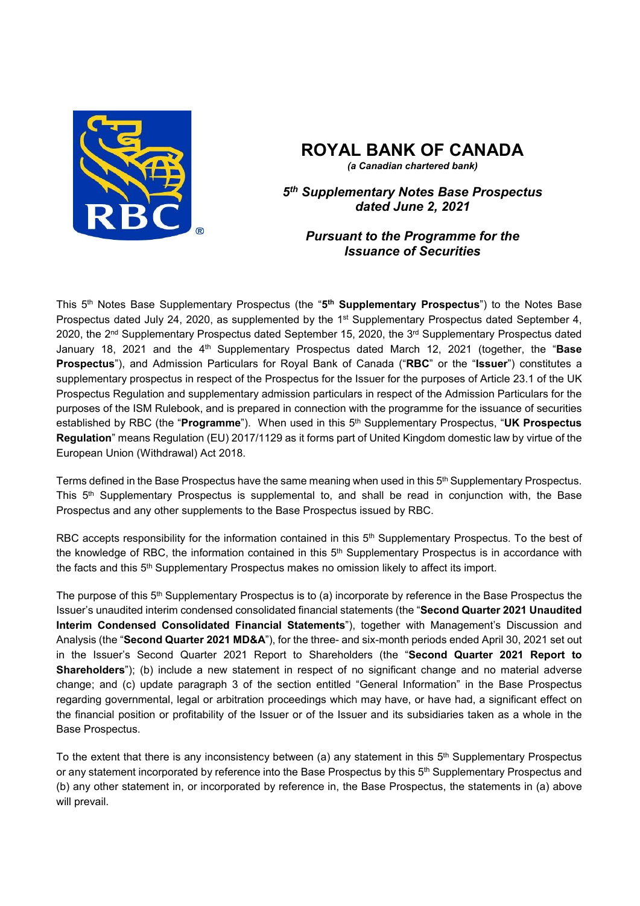# ROYAL BANK OF CANADA

*(a Canadian chartered bank)*

***5th Supplementary Notes Base Prospectus dated June 2, 2021***

***Pursuant to the Programme for the Issuance of Securities***

This 5th Notes Base Supplementary Prospectus (the "**5th Supplementary Prospectus**") to the Notes Base Prospectus dated July 24, 2020, as supplemented by the 1st Supplementary Prospectus dated September 4, 2020, the 2nd Supplementary Prospectus dated September 15, 2020, the 3rd Supplementary Prospectus dated January 18, 2021 and the 4th Supplementary Prospectus dated March 12, 2021 (together, the "**Base Prospectus**"), and Admission Particulars for Royal Bank of Canada ("**RBC**" or the "**Issuer**") constitutes a supplementary prospectus in respect of the Prospectus for the Issuer for the purposes of Article 23.1 of the UK Prospectus Regulation and supplementary admission particulars in respect of the Admission Particulars for the purposes of the ISM Rulebook, and is prepared in connection with the programme for the issuance of securities established by RBC (the "**Programme**"). When used in this 5th Supplementary Prospectus, "**UK Prospectus Regulation**" means Regulation (EU) 2017/1129 as it forms part of United Kingdom domestic law by virtue of the European Union (Withdrawal) Act 2018.

Terms defined in the Base Prospectus have the same meaning when used in this 5th Supplementary Prospectus. This 5th Supplementary Prospectus is supplemental to, and shall be read in conjunction with, the Base Prospectus and any other supplements to the Base Prospectus issued by RBC.

RBC accepts responsibility for the information contained in this 5th Supplementary Prospectus. To the best of the knowledge of RBC, the information contained in this 5th Supplementary Prospectus is in accordance with the facts and this 5th Supplementary Prospectus makes no omission likely to affect its import.

The purpose of this 5th Supplementary Prospectus is to (a) incorporate by reference in the Base Prospectus the Issuer's unaudited interim condensed consolidated financial statements (the "**Second Quarter 2021 Unaudited Interim Condensed Consolidated Financial Statements**"), together with Management's Discussion and Analysis (the "**Second Quarter 2021 MD&A**"), for the three- and six-month periods ended April 30, 2021 set out in the Issuer's Second Quarter 2021 Report to Shareholders (the "**Second Quarter 2021 Report to Shareholders**"); (b) include a new statement in respect of no significant change and no material adverse change; and (c) update paragraph 3 of the section entitled "General Information" in the Base Prospectus regarding governmental, legal or arbitration proceedings which may have, or have had, a significant effect on the financial position or profitability of the Issuer or of the Issuer and its subsidiaries taken as a whole in the Base Prospectus.

To the extent that there is any inconsistency between (a) any statement in this 5th Supplementary Prospectus or any statement incorporated by reference into the Base Prospectus by this 5th Supplementary Prospectus and (b) any other statement in, or incorporated by reference in, the Base Prospectus, the statements in (a) above will prevail.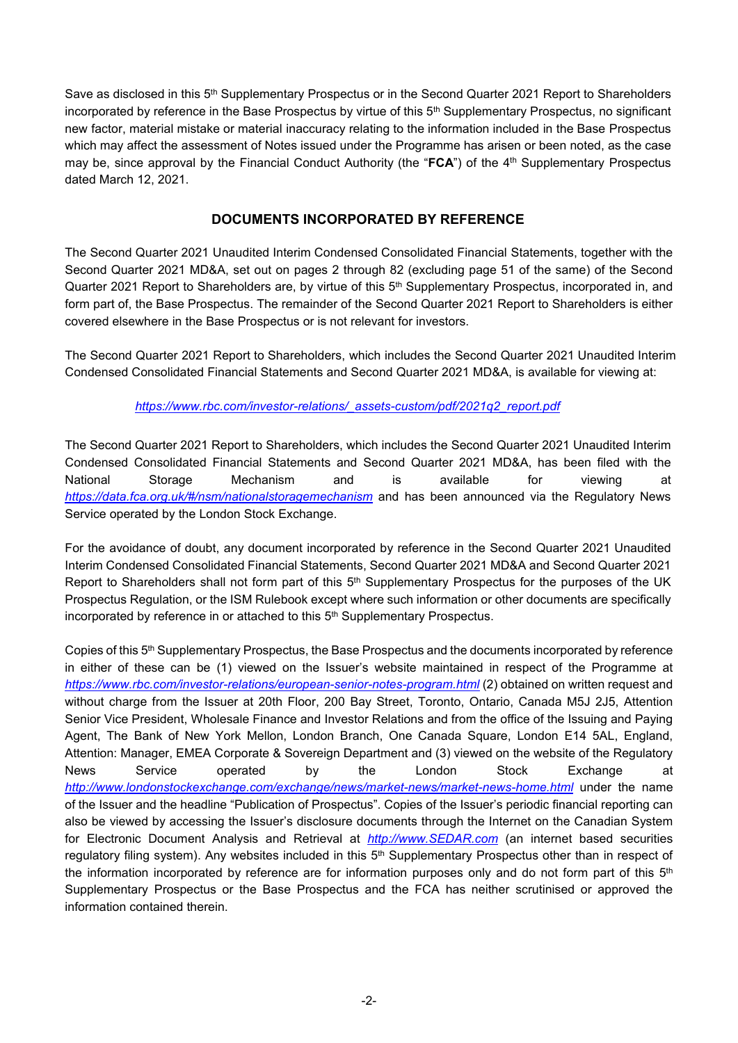Save as disclosed in this 5th Supplementary Prospectus or in the Second Quarter 2021 Report to Shareholders incorporated by reference in the Base Prospectus by virtue of this 5th Supplementary Prospectus, no significant new factor, material mistake or material inaccuracy relating to the information included in the Base Prospectus which may affect the assessment of Notes issued under the Programme has arisen or been noted, as the case may be, since approval by the Financial Conduct Authority (the "**FCA**") of the 4th Supplementary Prospectus dated March 12, 2021.

## DOCUMENTS INCORPORATED BY REFERENCE

The Second Quarter 2021 Unaudited Interim Condensed Consolidated Financial Statements, together with the Second Quarter 2021 MD&A, set out on pages 2 through 82 (excluding page 51 of the same) of the Second Quarter 2021 Report to Shareholders are, by virtue of this 5th Supplementary Prospectus, incorporated in, and form part of, the Base Prospectus. The remainder of the Second Quarter 2021 Report to Shareholders is either covered elsewhere in the Base Prospectus or is not relevant for investors.

The Second Quarter 2021 Report to Shareholders, which includes the Second Quarter 2021 Unaudited Interim Condensed Consolidated Financial Statements and Second Quarter 2021 MD&A, is available for viewing at:

*https://www.rbc.com/investor-relations/_assets-custom/pdf/2021q2_report.pdf*

The Second Quarter 2021 Report to Shareholders, which includes the Second Quarter 2021 Unaudited Interim Condensed Consolidated Financial Statements and Second Quarter 2021 MD&A, has been filed with the National Storage Mechanism and is available for viewing at *https://data.fca.org.uk/#/nsm/nationalstoragemechanism* and has been announced via the Regulatory News Service operated by the London Stock Exchange.

For the avoidance of doubt, any document incorporated by reference in the Second Quarter 2021 Unaudited Interim Condensed Consolidated Financial Statements, Second Quarter 2021 MD&A and Second Quarter 2021 Report to Shareholders shall not form part of this 5th Supplementary Prospectus for the purposes of the UK Prospectus Regulation, or the ISM Rulebook except where such information or other documents are specifically incorporated by reference in or attached to this 5th Supplementary Prospectus.

Copies of this 5th Supplementary Prospectus, the Base Prospectus and the documents incorporated by reference in either of these can be (1) viewed on the Issuer's website maintained in respect of the Programme at *https://www.rbc.com/investor-relations/european-senior-notes-program.html* (2) obtained on written request and without charge from the Issuer at 20th Floor, 200 Bay Street, Toronto, Ontario, Canada M5J 2J5, Attention Senior Vice President, Wholesale Finance and Investor Relations and from the office of the Issuing and Paying Agent, The Bank of New York Mellon, London Branch, One Canada Square, London E14 5AL, England, Attention: Manager, EMEA Corporate & Sovereign Department and (3) viewed on the website of the Regulatory News Service operated by the London Stock Exchange at *http://www.londonstockexchange.com/exchange/news/market-news/market-news-home.html* under the name of the Issuer and the headline "Publication of Prospectus". Copies of the Issuer's periodic financial reporting can also be viewed by accessing the Issuer's disclosure documents through the Internet on the Canadian System for Electronic Document Analysis and Retrieval at *http://www.SEDAR.com* (an internet based securities regulatory filing system). Any websites included in this 5th Supplementary Prospectus other than in respect of the information incorporated by reference are for information purposes only and do not form part of this 5th Supplementary Prospectus or the Base Prospectus and the FCA has neither scrutinised or approved the information contained therein.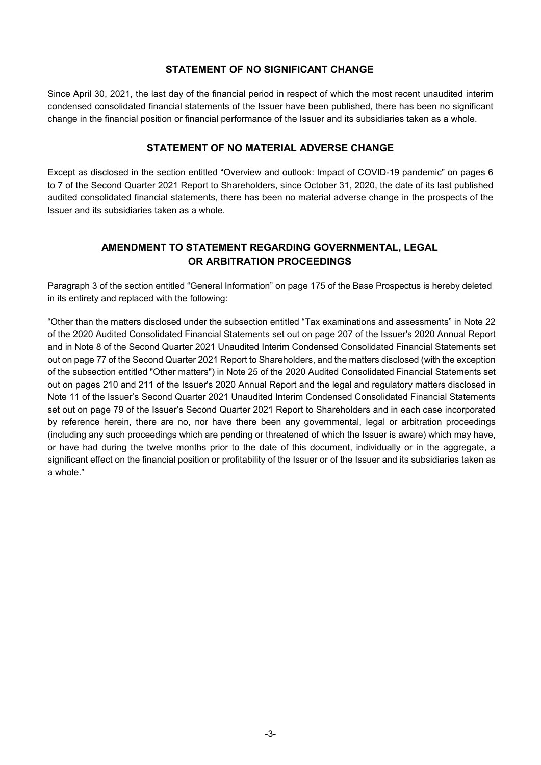## STATEMENT OF NO SIGNIFICANT CHANGE

Since April 30, 2021, the last day of the financial period in respect of which the most recent unaudited interim condensed consolidated financial statements of the Issuer have been published, there has been no significant change in the financial position or financial performance of the Issuer and its subsidiaries taken as a whole.

## STATEMENT OF NO MATERIAL ADVERSE CHANGE

Except as disclosed in the section entitled "Overview and outlook: Impact of COVID-19 pandemic" on pages 6 to 7 of the Second Quarter 2021 Report to Shareholders, since October 31, 2020, the date of its last published audited consolidated financial statements, there has been no material adverse change in the prospects of the Issuer and its subsidiaries taken as a whole.

## AMENDMENT TO STATEMENT REGARDING GOVERNMENTAL, LEGAL OR ARBITRATION PROCEEDINGS

Paragraph 3 of the section entitled "General Information" on page 175 of the Base Prospectus is hereby deleted in its entirety and replaced with the following:

"Other than the matters disclosed under the subsection entitled "Tax examinations and assessments" in Note 22 of the 2020 Audited Consolidated Financial Statements set out on page 207 of the Issuer's 2020 Annual Report and in Note 8 of the Second Quarter 2021 Unaudited Interim Condensed Consolidated Financial Statements set out on page 77 of the Second Quarter 2021 Report to Shareholders, and the matters disclosed (with the exception of the subsection entitled "Other matters") in Note 25 of the 2020 Audited Consolidated Financial Statements set out on pages 210 and 211 of the Issuer's 2020 Annual Report and the legal and regulatory matters disclosed in Note 11 of the Issuer's Second Quarter 2021 Unaudited Interim Condensed Consolidated Financial Statements set out on page 79 of the Issuer's Second Quarter 2021 Report to Shareholders and in each case incorporated by reference herein, there are no, nor have there been any governmental, legal or arbitration proceedings (including any such proceedings which are pending or threatened of which the Issuer is aware) which may have, or have had during the twelve months prior to the date of this document, individually or in the aggregate, a significant effect on the financial position or profitability of the Issuer or of the Issuer and its subsidiaries taken as a whole."